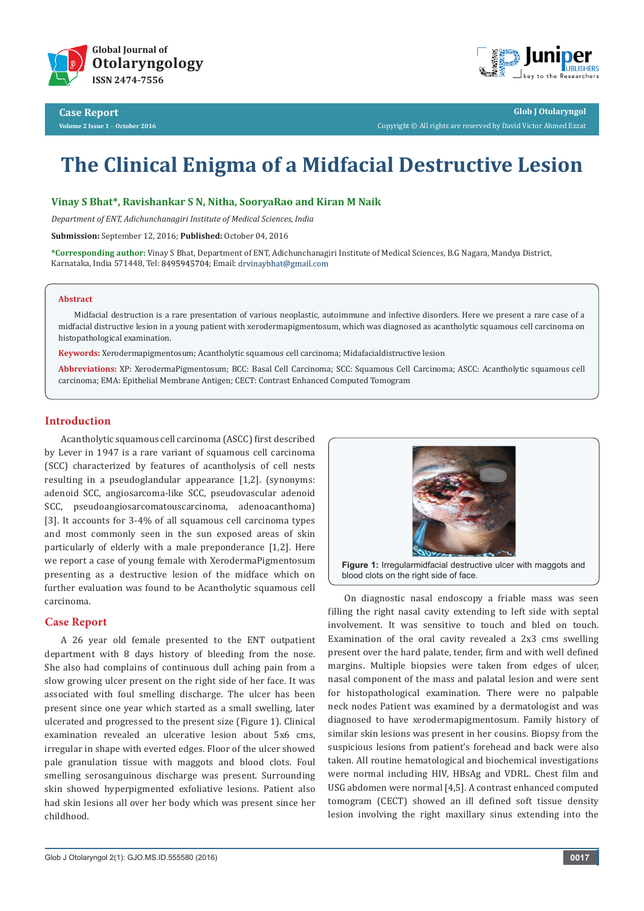# The Clinical Enigma of a Midfacial Destructive Lesion

**Vinay S Bhat*, Ravishankar S N, Nitha, SooryaRao and Kiran M Naik**

*Department of ENT, Adichunchanagiri Institute of Medical Sciences, India*

**Submission:** September 12, 2016; **Published:** October 04, 2016

***Corresponding author:** Vinay S Bhat, Department of ENT, Adichunchanagiri Institute of Medical Sciences, B.G Nagara, Mandya District, Karnataka, India 571448, Tel: 8495945704; Email: drvinaybhat@gmail.com

## Abstract

Midfacial destruction is a rare presentation of various neoplastic, autoimmune and infective disorders. Here we present a rare case of a midfacial distructive lesion in a young patient with xerodermapigmentosum, which was diagnosed as acantholytic squamous cell carcinoma on histopathological examination.

**Keywords:** Xerodermapigmentosum; Acantholytic squamous cell carcinoma; Midafacialdistructive lesion

**Abbreviations:** XP: XerodermaPigmentosum; BCC: Basal Cell Carcinoma; SCC: Squamous Cell Carcinoma; ASCC: Acantholytic squamous cell carcinoma; EMA: Epithelial Membrane Antigen; CECT: Contrast Enhanced Computed Tomogram

## Introduction

Acantholytic squamous cell carcinoma (ASCC) first described by Lever in 1947 is a rare variant of squamous cell carcinoma (SCC) characterized by features of acantholysis of cell nests resulting in a pseudoglandular appearance [1,2]. (synonyms: adenoid SCC, angiosarcoma-like SCC, pseudovascular adenoid SCC, pseudoangiosarcomatouscarcinoma, adenoacanthoma) [3]. It accounts for 3-4% of all squamous cell carcinoma types and most commonly seen in the sun exposed areas of skin particularly of elderly with a male preponderance [1,2]. Here we report a case of young female with XerodermaPigmentosum presenting as a destructive lesion of the midface which on further evaluation was found to be Acantholytic squamous cell carcinoma.

## Case Report

A 26 year old female presented to the ENT outpatient department with 8 days history of bleeding from the nose. She also had complains of continuous dull aching pain from a slow growing ulcer present on the right side of her face. It was associated with foul smelling discharge. The ulcer has been present since one year which started as a small swelling, later ulcerated and progressed to the present size (Figure 1). Clinical examination revealed an ulcerative lesion about 5x6 cms, irregular in shape with everted edges. Floor of the ulcer showed pale granulation tissue with maggots and blood clots. Foul smelling serosanguinous discharge was present. Surrounding skin showed hyperpigmented exfoliative lesions. Patient also had skin lesions all over her body which was present since her childhood.

**Figure 1:** Irregularmidfacial destructive ulcer with maggots and blood clots on the right side of face.

On diagnostic nasal endoscopy a friable mass was seen filling the right nasal cavity extending to left side with septal involvement. It was sensitive to touch and bled on touch. Examination of the oral cavity revealed a 2x3 cms swelling present over the hard palate, tender, firm and with well defined margins. Multiple biopsies were taken from edges of ulcer, nasal component of the mass and palatal lesion and were sent for histopathological examination. There were no palpable neck nodes Patient was examined by a dermatologist and was diagnosed to have xerodermapigmentosum. Family history of similar skin lesions was present in her cousins. Biopsy from the suspicious lesions from patient's forehead and back were also taken. All routine hematological and biochemical investigations were normal including HIV, HBsAg and VDRL. Chest film and USG abdomen were normal [4,5]. A contrast enhanced computed tomogram (CECT) showed an ill defined soft tissue density lesion involving the right maxillary sinus extending into the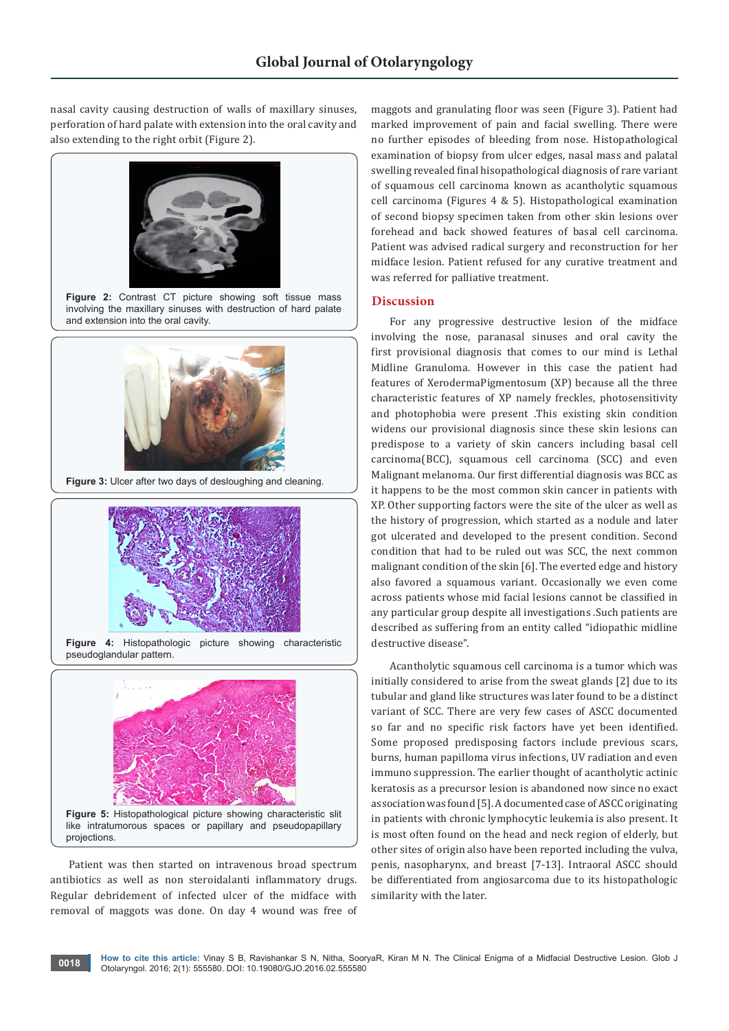nasal cavity causing destruction of walls of maxillary sinuses, perforation of hard palate with extension into the oral cavity and also extending to the right orbit (Figure 2).

**Figure 2:** Contrast CT picture showing soft tissue mass involving the maxillary sinuses with destruction of hard palate and extension into the oral cavity.

**Figure 3:** Ulcer after two days of desloughing and cleaning.

**Figure 4:** Histopathologic picture showing characteristic pseudoglandular pattern.

**Figure 5:** Histopathological picture showing characteristic slit like intratumorous spaces or papillary and pseudopapillary projections.

Patient was then started on intravenous broad spectrum antibiotics as well as non steroidalanti inflammatory drugs. Regular debridement of infected ulcer of the midface with removal of maggots was done. On day 4 wound was free of maggots and granulating floor was seen (Figure 3). Patient had marked improvement of pain and facial swelling. There were no further episodes of bleeding from nose. Histopathological examination of biopsy from ulcer edges, nasal mass and palatal swelling revealed final hisopathological diagnosis of rare variant of squamous cell carcinoma known as acantholytic squamous cell carcinoma (Figures 4 & 5). Histopathological examination of second biopsy specimen taken from other skin lesions over forehead and back showed features of basal cell carcinoma. Patient was advised radical surgery and reconstruction for her midface lesion. Patient refused for any curative treatment and was referred for palliative treatment.

## Discussion

For any progressive destructive lesion of the midface involving the nose, paranasal sinuses and oral cavity the first provisional diagnosis that comes to our mind is Lethal Midline Granuloma. However in this case the patient had features of XerodermaPigmentosum (XP) because all the three characteristic features of XP namely freckles, photosensitivity and photophobia were present .This existing skin condition widens our provisional diagnosis since these skin lesions can predispose to a variety of skin cancers including basal cell carcinoma(BCC), squamous cell carcinoma (SCC) and even Malignant melanoma. Our first differential diagnosis was BCC as it happens to be the most common skin cancer in patients with XP. Other supporting factors were the site of the ulcer as well as the history of progression, which started as a nodule and later got ulcerated and developed to the present condition. Second condition that had to be ruled out was SCC, the next common malignant condition of the skin [6]. The everted edge and history also favored a squamous variant. Occasionally we even come across patients whose mid facial lesions cannot be classified in any particular group despite all investigations .Such patients are described as suffering from an entity called "idiopathic midline destructive disease".

Acantholytic squamous cell carcinoma is a tumor which was initially considered to arise from the sweat glands [2] due to its tubular and gland like structures was later found to be a distinct variant of SCC. There are very few cases of ASCC documented so far and no specific risk factors have yet been identified. Some proposed predisposing factors include previous scars, burns, human papilloma virus infections, UV radiation and even immuno suppression. The earlier thought of acantholytic actinic keratosis as a precursor lesion is abandoned now since no exact association was found [5]. A documented case of ASCC originating in patients with chronic lymphocytic leukemia is also present. It is most often found on the head and neck region of elderly, but other sites of origin also have been reported including the vulva, penis, nasopharynx, and breast [7-13]. Intraoral ASCC should be differentiated from angiosarcoma due to its histopathologic similarity with the later.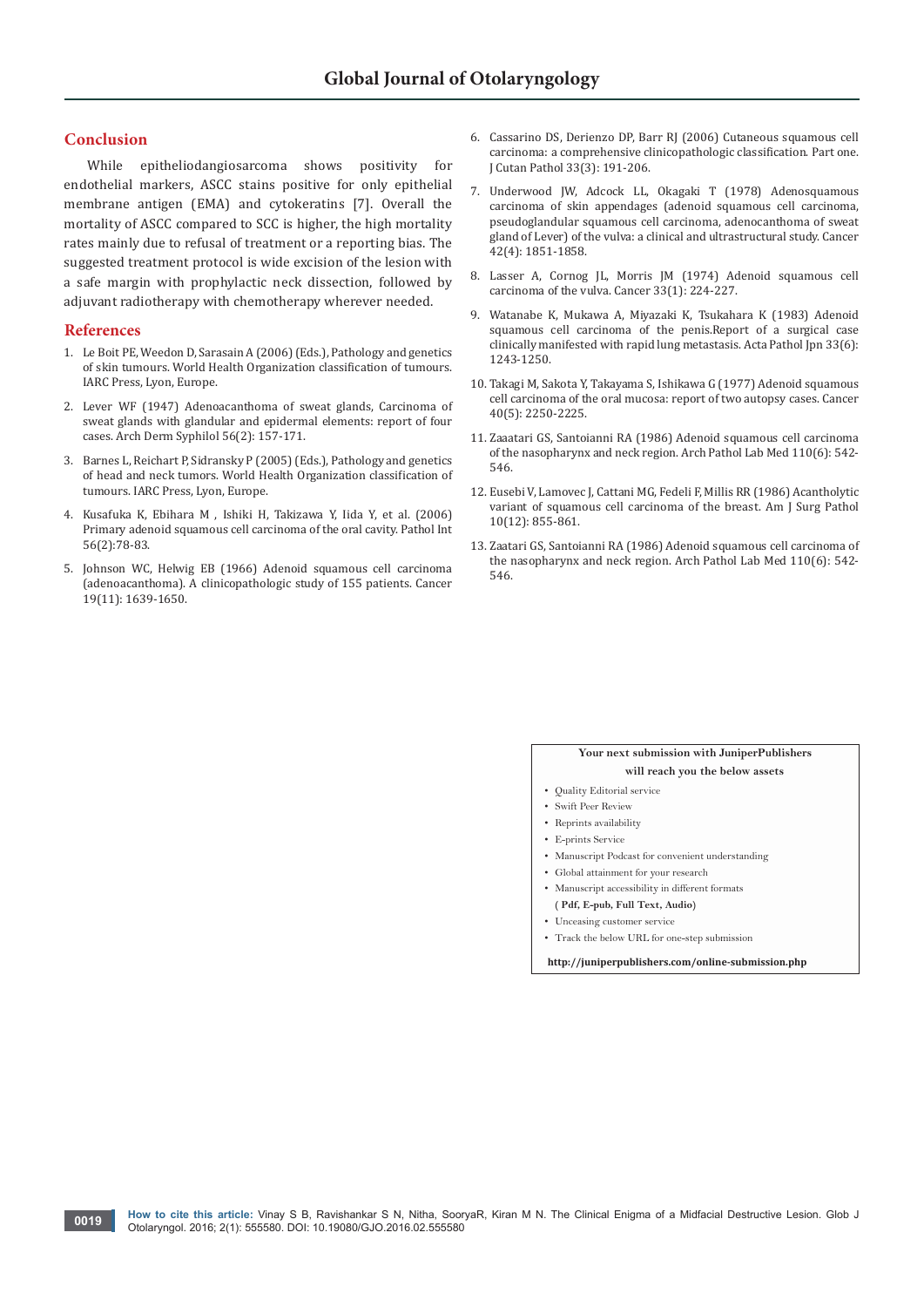## Conclusion

While epitheliodangiosarcoma shows positivity for endothelial markers, ASCC stains positive for only epithelial membrane antigen (EMA) and cytokeratins [7]. Overall the mortality of ASCC compared to SCC is higher, the high mortality rates mainly due to refusal of treatment or a reporting bias. The suggested treatment protocol is wide excision of the lesion with a safe margin with prophylactic neck dissection, followed by adjuvant radiotherapy with chemotherapy wherever needed.

## References

1. Le Boit PE, Weedon D, Sarasain A (2006) (Eds.), Pathology and genetics of skin tumours. World Health Organization classification of tumours. IARC Press, Lyon, Europe.
2. Lever WF (1947) Adenoacanthoma of sweat glands, Carcinoma of sweat glands with glandular and epidermal elements: report of four cases. Arch Derm Syphilol 56(2): 157-171.
3. Barnes L, Reichart P, Sidransky P (2005) (Eds.), Pathology and genetics of head and neck tumors. World Health Organization classification of tumours. IARC Press, Lyon, Europe.
4. Kusafuka K, Ebihara M , Ishiki H, Takizawa Y, Iida Y, et al. (2006) Primary adenoid squamous cell carcinoma of the oral cavity. Pathol Int 56(2):78-83.
5. Johnson WC, Helwig EB (1966) Adenoid squamous cell carcinoma (adenoacanthoma). A clinicopathologic study of 155 patients. Cancer 19(11): 1639-1650.
6. Cassarino DS, Derienzo DP, Barr RJ (2006) Cutaneous squamous cell carcinoma: a comprehensive clinicopathologic classification. Part one. J Cutan Pathol 33(3): 191-206.
7. Underwood JW, Adcock LL, Okagaki T (1978) Adenosquamous carcinoma of skin appendages (adenoid squamous cell carcinoma, pseudoglandular squamous cell carcinoma, adenocanthoma of sweat gland of Lever) of the vulva: a clinical and ultrastructural study. Cancer 42(4): 1851-1858.
8. Lasser A, Cornog JL, Morris JM (1974) Adenoid squamous cell carcinoma of the vulva. Cancer 33(1): 224-227.
9. Watanabe K, Mukawa A, Miyazaki K, Tsukahara K (1983) Adenoid squamous cell carcinoma of the penis.Report of a surgical case clinically manifested with rapid lung metastasis. Acta Pathol Jpn 33(6): 1243-1250.
10. Takagi M, Sakota Y, Takayama S, Ishikawa G (1977) Adenoid squamous cell carcinoma of the oral mucosa: report of two autopsy cases. Cancer 40(5): 2250-2225.
11. Zaaatari GS, Santoianni RA (1986) Adenoid squamous cell carcinoma of the nasopharynx and neck region. Arch Pathol Lab Med 110(6): 542-546.
12. Eusebi V, Lamovec J, Cattani MG, Fedeli F, Millis RR (1986) Acantholytic variant of squamous cell carcinoma of the breast. Am J Surg Pathol 10(12): 855-861.
13. Zaatari GS, Santoianni RA (1986) Adenoid squamous cell carcinoma of the nasopharynx and neck region. Arch Pathol Lab Med 110(6): 542-546.

**Your next submission with JuniperPublishers will reach you the below assets**

- Quality Editorial service
- Swift Peer Review
- Reprints availability
- E-prints Service
- Manuscript Podcast for convenient understanding
- Global attainment for your research
- Manuscript accessibility in different formats
  ( **Pdf, E-pub, Full Text, Audio**)
- Unceasing customer service
- Track the below URL for one-step submission

**http://juniperpublishers.com/online-submission.php**

**How to cite this article:** Vinay S B, Ravishankar S N, Nitha, SooryaR, Kiran M N. The Clinical Enigma of a Midfacial Destructive Lesion. Glob J Otolaryngol. 2016; 2(1): 555580. DOI: 10.19080/GJO.2016.02.555580